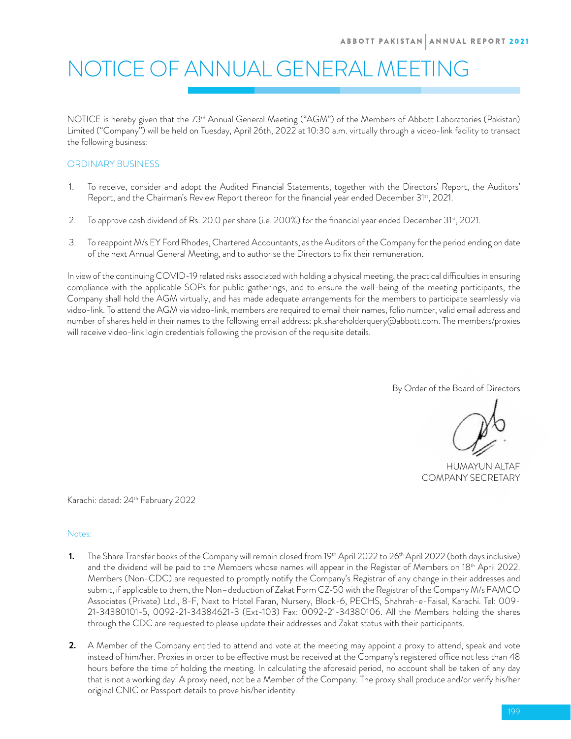# NOTICE OF ANNUAL GENERAL MEETING

NOTICE is hereby given that the 73rd Annual General Meeting ("AGM") of the Members of Abbott Laboratories (Pakistan) Limited ("Company") will be held on Tuesday, April 26th, 2022 at 10:30 a.m. virtually through a video-link facility to transact the following business:

## ORDINARY BUSINESS

1. To receive, consider and adopt the Audited Financial Statements, together with the Directors' Report, the Auditors' Report, and the Chairman's Review Report thereon for the financial year ended December 31st, 2021.

2. To approve cash dividend of Rs. 20.0 per share (i.e. 200%) for the financial year ended December 31st, 2021.

3. To reappoint M/s EY Ford Rhodes, Chartered Accountants, as the Auditors of the Company for the period ending on date of the next Annual General Meeting, and to authorise the Directors to fix their remuneration.

In view of the continuing COVID-19 related risks associated with holding a physical meeting, the practical difficulties in ensuring compliance with the applicable SOPs for public gatherings, and to ensure the well-being of the meeting participants, the Company shall hold the AGM virtually, and has made adequate arrangements for the members to participate seamlessly via video-link. To attend the AGM via video-link, members are required to email their names, folio number, valid email address and number of shares held in their names to the following email address: pk.shareholderquery@abbott.com. The members/proxies will receive video-link login credentials following the provision of the requisite details.

By Order of the Board of Directors

HUMAYUN ALTAF
COMPANY SECRETARY

Karachi: dated: 24th February 2022

Notes:

**1.** The Share Transfer books of the Company will remain closed from 19th April 2022 to 26th April 2022 (both days inclusive) and the dividend will be paid to the Members whose names will appear in the Register of Members on 18th April 2022. Members (Non-CDC) are requested to promptly notify the Company's Registrar of any change in their addresses and submit, if applicable to them, the Non–deduction of Zakat Form CZ-50 with the Registrar of the Company M/s FAMCO Associates (Private) Ltd., 8-F, Next to Hotel Faran, Nursery, Block-6, PECHS, Shahrah-e-Faisal, Karachi. Tel: 009-21-34380101-5, 0092-21-34384621-3 (Ext-103) Fax: 0092-21-34380106. All the Members holding the shares through the CDC are requested to please update their addresses and Zakat status with their participants.

**2.** A Member of the Company entitled to attend and vote at the meeting may appoint a proxy to attend, speak and vote instead of him/her. Proxies in order to be effective must be received at the Company's registered office not less than 48 hours before the time of holding the meeting. In calculating the aforesaid period, no account shall be taken of any day that is not a working day. A proxy need, not be a Member of the Company. The proxy shall produce and/or verify his/her original CNIC or Passport details to prove his/her identity.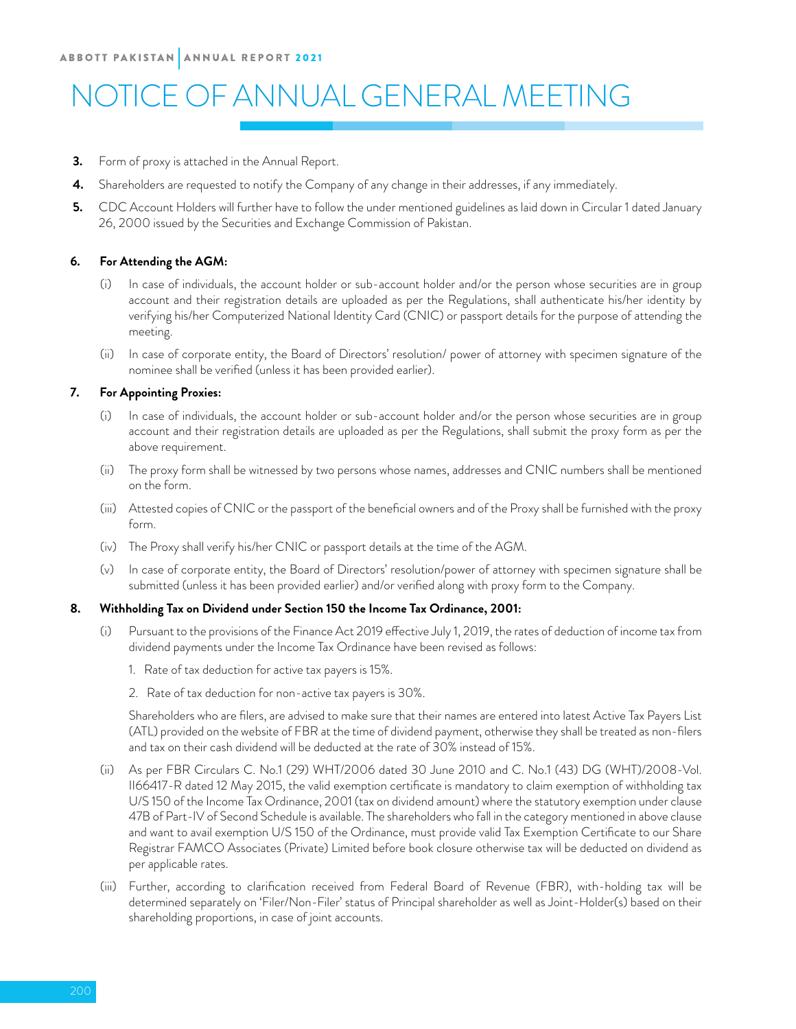# NOTICE OF ANNUAL GENERAL MEETING

3. Form of proxy is attached in the Annual Report.

4. Shareholders are requested to notify the Company of any change in their addresses, if any immediately.

5. CDC Account Holders will further have to follow the under mentioned guidelines as laid down in Circular 1 dated January 26, 2000 issued by the Securities and Exchange Commission of Pakistan.

**6. For Attending the AGM:**

(i) In case of individuals, the account holder or sub-account holder and/or the person whose securities are in group account and their registration details are uploaded as per the Regulations, shall authenticate his/her identity by verifying his/her Computerized National Identity Card (CNIC) or passport details for the purpose of attending the meeting.

(ii) In case of corporate entity, the Board of Directors' resolution/ power of attorney with specimen signature of the nominee shall be verified (unless it has been provided earlier).

**7. For Appointing Proxies:**

(i) In case of individuals, the account holder or sub-account holder and/or the person whose securities are in group account and their registration details are uploaded as per the Regulations, shall submit the proxy form as per the above requirement.

(ii) The proxy form shall be witnessed by two persons whose names, addresses and CNIC numbers shall be mentioned on the form.

(iii) Attested copies of CNIC or the passport of the beneficial owners and of the Proxy shall be furnished with the proxy form.

(iv) The Proxy shall verify his/her CNIC or passport details at the time of the AGM.

(v) In case of corporate entity, the Board of Directors' resolution/power of attorney with specimen signature shall be submitted (unless it has been provided earlier) and/or verified along with proxy form to the Company.

**8. Withholding Tax on Dividend under Section 150 the Income Tax Ordinance, 2001:**

(i) Pursuant to the provisions of the Finance Act 2019 effective July 1, 2019, the rates of deduction of income tax from dividend payments under the Income Tax Ordinance have been revised as follows:

1. Rate of tax deduction for active tax payers is 15%.
2. Rate of tax deduction for non-active tax payers is 30%.

Shareholders who are filers, are advised to make sure that their names are entered into latest Active Tax Payers List (ATL) provided on the website of FBR at the time of dividend payment, otherwise they shall be treated as non-filers and tax on their cash dividend will be deducted at the rate of 30% instead of 15%.

(ii) As per FBR Circulars C. No.1 (29) WHT/2006 dated 30 June 2010 and C. No.1 (43) DG (WHT)/2008-Vol. II66417-R dated 12 May 2015, the valid exemption certificate is mandatory to claim exemption of withholding tax U/S 150 of the Income Tax Ordinance, 2001 (tax on dividend amount) where the statutory exemption under clause 47B of Part-IV of Second Schedule is available. The shareholders who fall in the category mentioned in above clause and want to avail exemption U/S 150 of the Ordinance, must provide valid Tax Exemption Certificate to our Share Registrar FAMCO Associates (Private) Limited before book closure otherwise tax will be deducted on dividend as per applicable rates.

(iii) Further, according to clarification received from Federal Board of Revenue (FBR), with-holding tax will be determined separately on 'Filer/Non-Filer' status of Principal shareholder as well as Joint-Holder(s) based on their shareholding proportions, in case of joint accounts.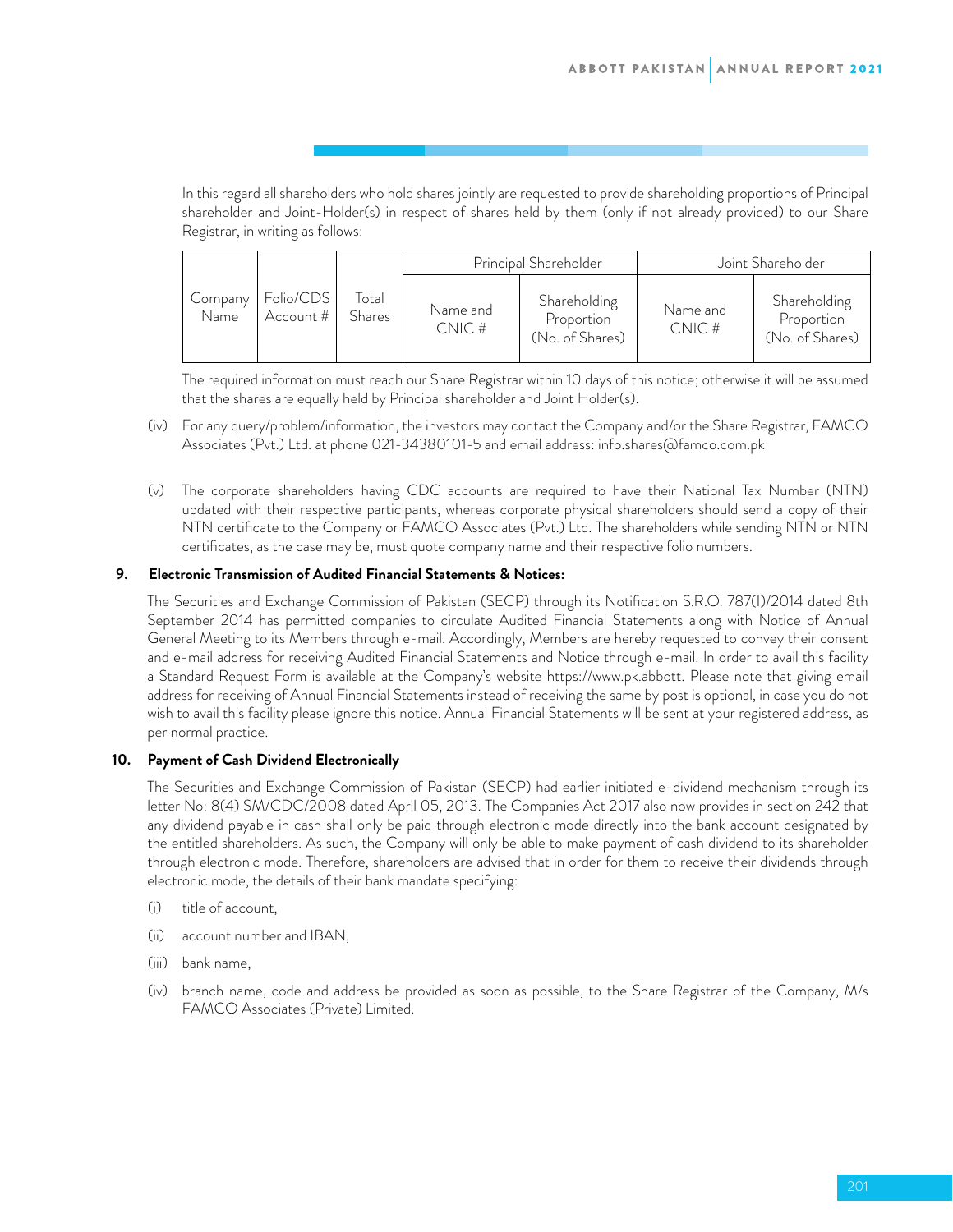In this regard all shareholders who hold shares jointly are requested to provide shareholding proportions of Principal shareholder and Joint-Holder(s) in respect of shares held by them (only if not already provided) to our Share Registrar, in writing as follows:

| Company Name | Folio/CDS Account # | Total Shares | Principal Shareholder | | Joint Shareholder | |
|---|---|---|---|---|---|---|
| | | | Name and CNIC # | Shareholding Proportion (No. of Shares) | Name and CNIC # | Shareholding Proportion (No. of Shares) |
| | | | | | | |

The required information must reach our Share Registrar within 10 days of this notice; otherwise it will be assumed that the shares are equally held by Principal shareholder and Joint Holder(s).

(iv) For any query/problem/information, the investors may contact the Company and/or the Share Registrar, FAMCO Associates (Pvt.) Ltd. at phone 021-34380101-5 and email address: info.shares@famco.com.pk

(v) The corporate shareholders having CDC accounts are required to have their National Tax Number (NTN) updated with their respective participants, whereas corporate physical shareholders should send a copy of their NTN certificate to the Company or FAMCO Associates (Pvt.) Ltd. The shareholders while sending NTN or NTN certificates, as the case may be, must quote company name and their respective folio numbers.

**9. Electronic Transmission of Audited Financial Statements & Notices:**

The Securities and Exchange Commission of Pakistan (SECP) through its Notification S.R.O. 787(I)/2014 dated 8th September 2014 has permitted companies to circulate Audited Financial Statements along with Notice of Annual General Meeting to its Members through e-mail. Accordingly, Members are hereby requested to convey their consent and e-mail address for receiving Audited Financial Statements and Notice through e-mail. In order to avail this facility a Standard Request Form is available at the Company's website https://www.pk.abbott. Please note that giving email address for receiving of Annual Financial Statements instead of receiving the same by post is optional, in case you do not wish to avail this facility please ignore this notice. Annual Financial Statements will be sent at your registered address, as per normal practice.

**10. Payment of Cash Dividend Electronically**

The Securities and Exchange Commission of Pakistan (SECP) had earlier initiated e-dividend mechanism through its letter No: 8(4) SM/CDC/2008 dated April 05, 2013. The Companies Act 2017 also now provides in section 242 that any dividend payable in cash shall only be paid through electronic mode directly into the bank account designated by the entitled shareholders. As such, the Company will only be able to make payment of cash dividend to its shareholder through electronic mode. Therefore, shareholders are advised that in order for them to receive their dividends through electronic mode, the details of their bank mandate specifying:

(i) title of account,

(ii) account number and IBAN,

(iii) bank name,

(iv) branch name, code and address be provided as soon as possible, to the Share Registrar of the Company, M/s FAMCO Associates (Private) Limited.